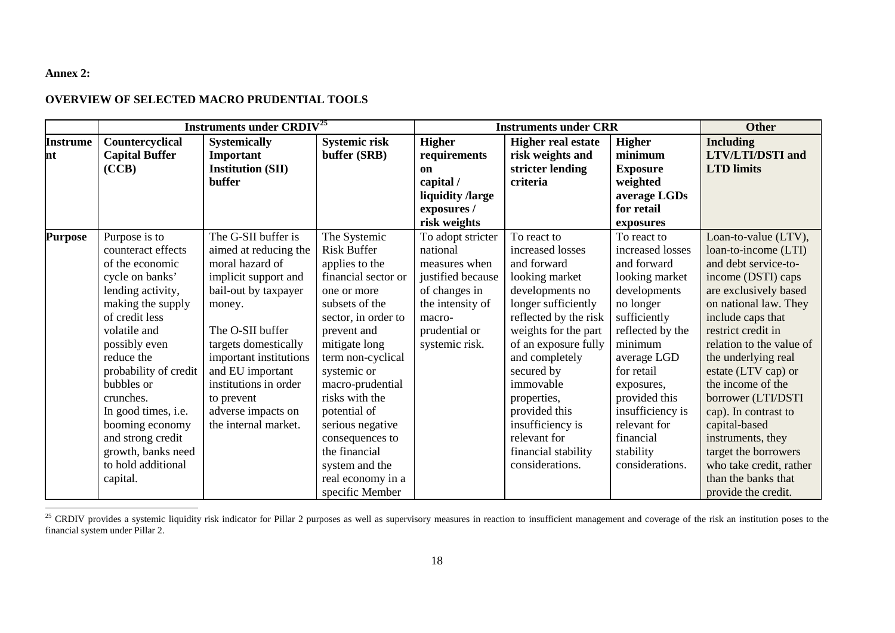**Annex 2:**

**OVERVIEW OF SELECTED MACRO PRUDENTIAL TOOLS**

| | **Instruments under CRDIV[25]** | | | **Instruments under CRR** | | | **Other** |
|---|---|---|---|---|---|---|---|
| **Instrument** | **Countercyclical Capital Buffer (CCB)** | **Systemically Important Institution (SII) buffer** | **Systemic risk buffer (SRB)** | **Higher requirements on capital / liquidity /large exposures / risk weights** | **Higher real estate risk weights and stricter lending criteria** | **Higher minimum Exposure weighted average LGDs for retail exposures** | **Including LTV/LTI/DSTI and LTD limits** |
| **Purpose** | Purpose is to counteract effects of the economic cycle on banks' lending activity, making the supply of credit less volatile and possibly even reduce the probability of credit bubbles or crunches. In good times, i.e. booming economy and strong credit growth, banks need to hold additional capital. | The G-SII buffer is aimed at reducing the moral hazard of implicit support and bail-out by taxpayer money. The O-SII buffer targets domestically important institutions and EU important institutions in order to prevent adverse impacts on the internal market. | The Systemic Risk Buffer applies to the financial sector or one or more subsets of the sector, in order to prevent and mitigate long term non-cyclical systemic or macro-prudential risks with the potential of serious negative consequences to the financial system and the real economy in a specific Member | To adopt stricter national measures when justified because of changes in the intensity of macro-prudential or systemic risk. | To react to increased losses and forward looking market developments no longer sufficiently reflected by the risk weights for the part of an exposure fully and completely secured by immovable properties, provided this insufficiency is relevant for financial stability considerations. | To react to increased losses and forward looking market developments no longer sufficiently reflected by the minimum average LGD for retail exposures, provided this insufficiency is relevant for financial stability considerations. | Loan-to-value (LTV), loan-to-income (LTI) and debt service-to-income (DSTI) caps are exclusively based on national law. They include caps that restrict credit in relation to the value of the underlying real estate (LTV cap) or the income of the borrower (LTI/DSTI cap). In contrast to capital-based instruments, they target the borrowers who take credit, rather than the banks that provide the credit. |

[25] CRDIV provides a systemic liquidity risk indicator for Pillar 2 purposes as well as supervisory measures in reaction to insufficient management and coverage of the risk an institution poses to the financial system under Pillar 2.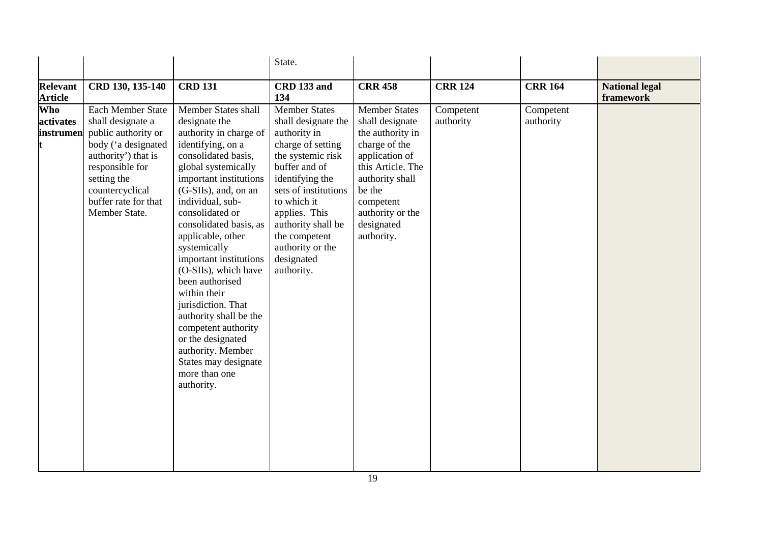| | | | State. | | | | |
|---|---|---|---|---|---|---|---|
| **Relevant Article** | **CRD 130, 135-140** | **CRD 131** | **CRD 133 and 134** | **CRR 458** | **CRR 124** | **CRR 164** | **National legal framework** |
| **Who activates instrument** | Each Member State shall designate a public authority or body ('a designated authority') that is responsible for setting the countercyclical buffer rate for that Member State. | Member States shall designate the authority in charge of identifying, on a consolidated basis, global systemically important institutions (G-SIIs), and, on an individual, sub-consolidated or consolidated basis, as applicable, other systemically important institutions (O-SIIs), which have been authorised within their jurisdiction. That authority shall be the competent authority or the designated authority. Member States may designate more than one authority. | Member States shall designate the authority in charge of setting the systemic risk buffer and of identifying the sets of institutions to which it applies. This authority shall be the competent authority or the designated authority. | Member States shall designate the authority in charge of the application of this Article. The authority shall be the competent authority or the designated authority. | Competent authority | Competent authority | |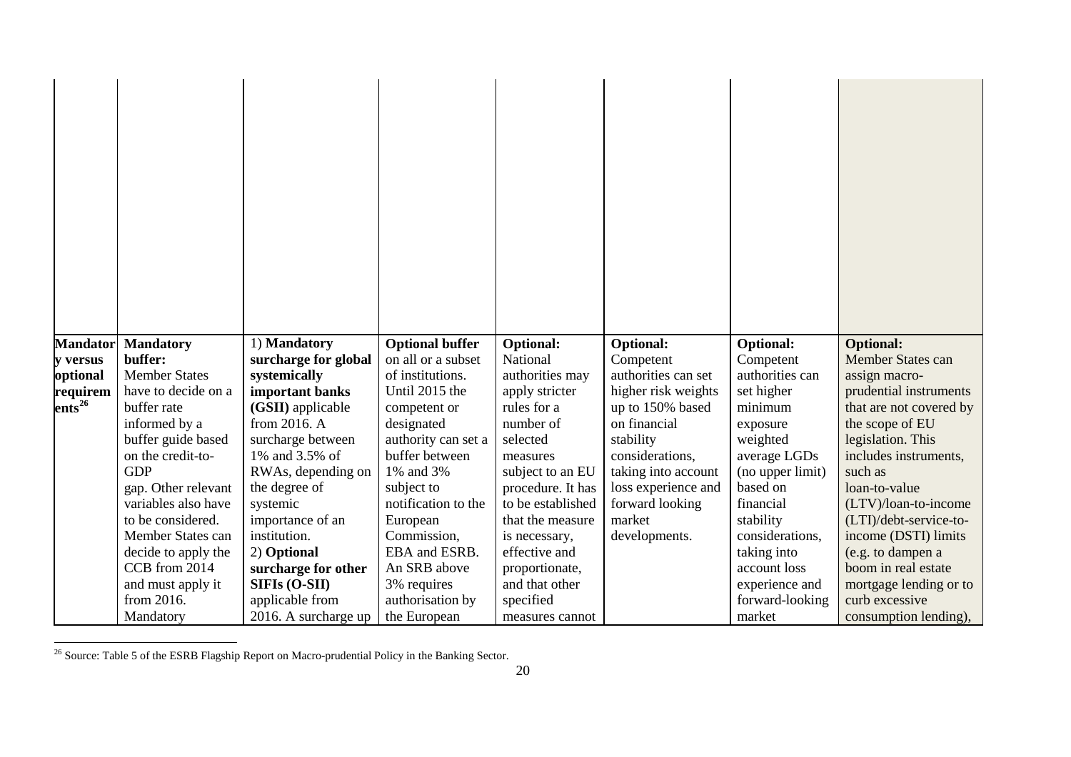| | | | | | | | |
|---|---|---|---|---|---|---|---|
| | | | | | | | |
| **Mandatory versus optional requirements**[26] | **Mandatory buffer:** Member States have to decide on a buffer rate informed by a buffer guide based on the credit-to-GDP gap. Other relevant variables also have to be considered. Member States can decide to apply the CCB from 2014 and must apply it from 2016. Mandatory | 1) **Mandatory surcharge for global systemically important banks (GSII)** applicable from 2016. A surcharge between 1% and 3.5% of RWAs, depending on the degree of systemic importance of an institution. 2) **Optional surcharge for other SIFIs (O-SII)** applicable from 2016. A surcharge up | **Optional buffer** on all or a subset of institutions. Until 2015 the competent or designated authority can set a buffer between 1% and 3% subject to notification to the European Commission, EBA and ESRB. An SRB above 3% requires authorisation by the European | **Optional:** National authorities may apply stricter rules for a number of selected measures subject to an EU procedure. It has to be established that the measure is necessary, effective and proportionate, and that other specified measures cannot | **Optional:** Competent authorities can set higher risk weights up to 150% based on financial stability considerations, taking into account loss experience and forward looking market developments. | **Optional:** Competent authorities can set higher minimum exposure weighted average LGDs (no upper limit) based on financial stability considerations, taking into account loss experience and forward-looking market | **Optional:** Member States can assign macro-prudential instruments that are not covered by the scope of EU legislation. This includes instruments, such as loan-to-value (LTV)/loan-to-income (LTI)/debt-service-to-income (DSTI) limits (e.g. to dampen a boom in real estate mortgage lending or to curb excessive consumption lending), |

[26] Source: Table 5 of the ESRB Flagship Report on Macro-prudential Policy in the Banking Sector.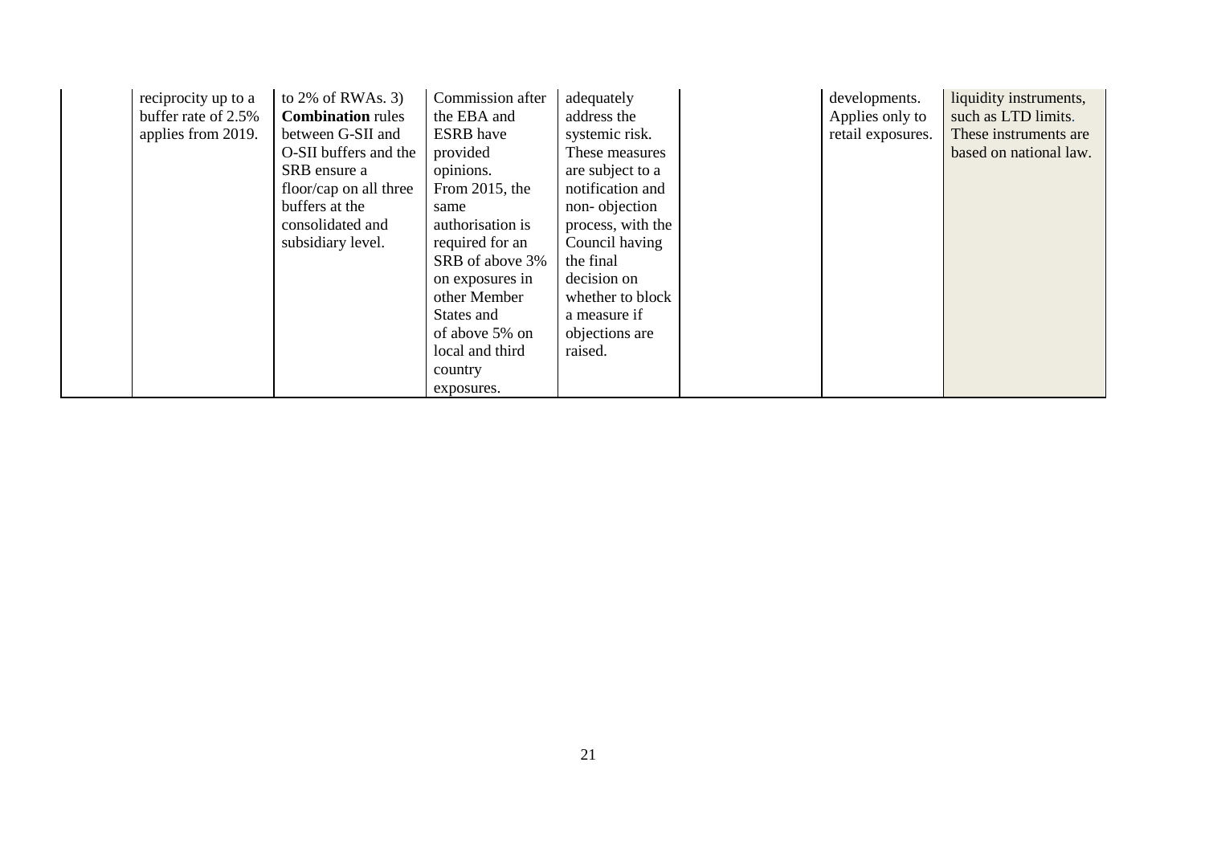| | | | | | | | |
|---|---|---|---|---|---|---|---|
| | reciprocity up to a buffer rate of 2.5% applies from 2019. | to 2% of RWAs. 3) **Combination** rules between G-SII and O-SII buffers and the SRB ensure a floor/cap on all three buffers at the consolidated and subsidiary level. | Commission after the EBA and ESRB have provided opinions. From 2015, the same authorisation is required for an SRB of above 3% on exposures in other Member States and of above 5% on local and third country exposures. | adequately address the systemic risk. These measures are subject to a notification and non- objection process, with the Council having the final decision on whether to block a measure if objections are raised. | | developments. Applies only to retail exposures. | liquidity instruments, such as LTD limits. These instruments are based on national law. |